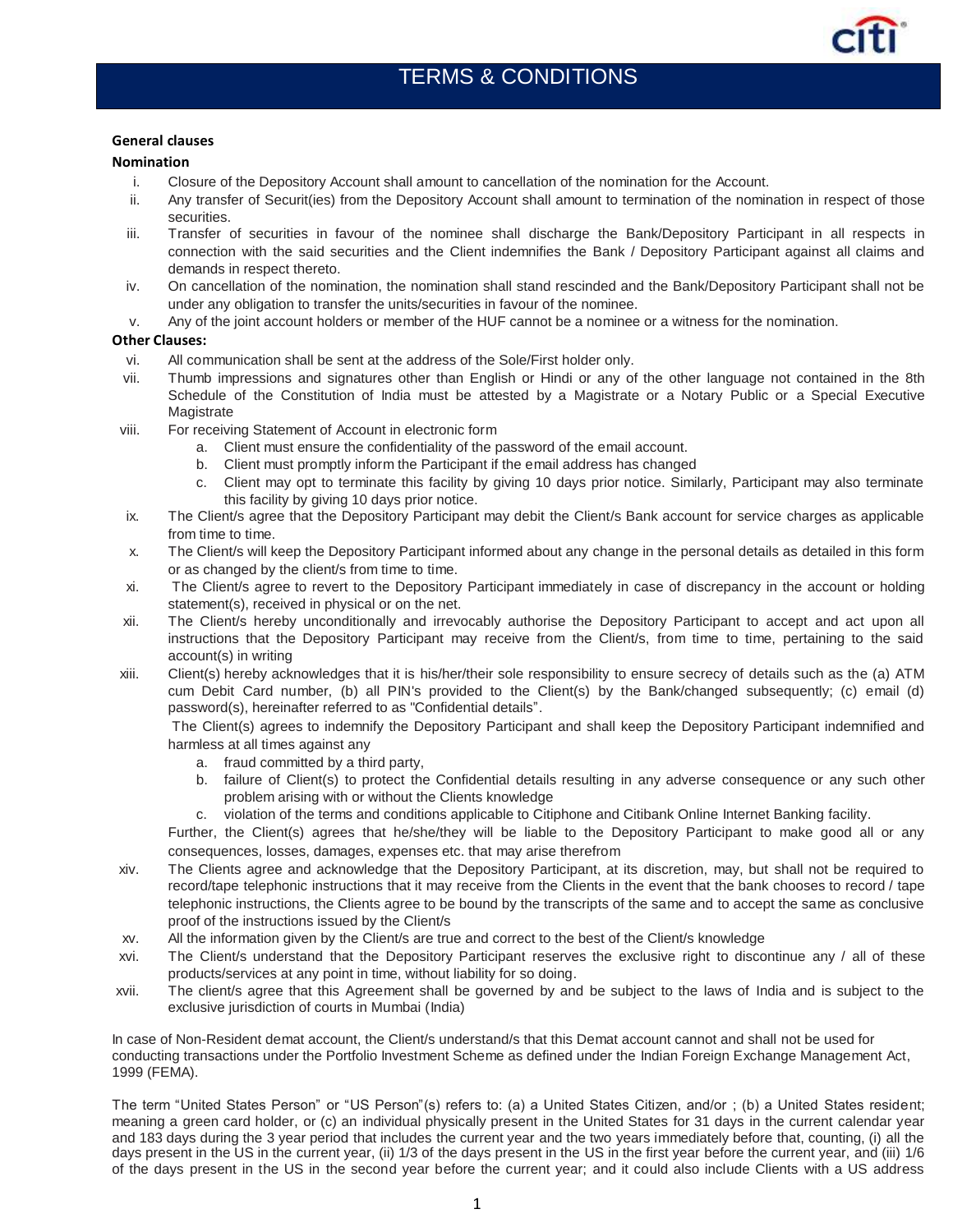# TERMS & CONDITIONS

**General clauses**

**Nomination**

i. Closure of the Depository Account shall amount to cancellation of the nomination for the Account.

ii. Any transfer of Securit(ies) from the Depository Account shall amount to termination of the nomination in respect of those securities.

iii. Transfer of securities in favour of the nominee shall discharge the Bank/Depository Participant in all respects in connection with the said securities and the Client indemnifies the Bank / Depository Participant against all claims and demands in respect thereto.

iv. On cancellation of the nomination, the nomination shall stand rescinded and the Bank/Depository Participant shall not be under any obligation to transfer the units/securities in favour of the nominee.

v. Any of the joint account holders or member of the HUF cannot be a nominee or a witness for the nomination.

**Other Clauses:**

vi. All communication shall be sent at the address of the Sole/First holder only.

vii. Thumb impressions and signatures other than English or Hindi or any of the other language not contained in the 8th Schedule of the Constitution of India must be attested by a Magistrate or a Notary Public or a Special Executive Magistrate

viii. For receiving Statement of Account in electronic form

   a. Client must ensure the confidentiality of the password of the email account.
   b. Client must promptly inform the Participant if the email address has changed
   c. Client may opt to terminate this facility by giving 10 days prior notice. Similarly, Participant may also terminate this facility by giving 10 days prior notice.

ix. The Client/s agree that the Depository Participant may debit the Client/s Bank account for service charges as applicable from time to time.

x. The Client/s will keep the Depository Participant informed about any change in the personal details as detailed in this form or as changed by the client/s from time to time.

xi. The Client/s agree to revert to the Depository Participant immediately in case of discrepancy in the account or holding statement(s), received in physical or on the net.

xii. The Client/s hereby unconditionally and irrevocably authorise the Depository Participant to accept and act upon all instructions that the Depository Participant may receive from the Client/s, from time to time, pertaining to the said account(s) in writing

xiii. Client(s) hereby acknowledges that it is his/her/their sole responsibility to ensure secrecy of details such as the (a) ATM cum Debit Card number, (b) all PIN's provided to the Client(s) by the Bank/changed subsequently; (c) email (d) password(s), hereinafter referred to as "Confidential details".

   The Client(s) agrees to indemnify the Depository Participant and shall keep the Depository Participant indemnified and harmless at all times against any

   a. fraud committed by a third party,
   b. failure of Client(s) to protect the Confidential details resulting in any adverse consequence or any such other problem arising with or without the Clients knowledge
   c. violation of the terms and conditions applicable to Citiphone and Citibank Online Internet Banking facility.

   Further, the Client(s) agrees that he/she/they will be liable to the Depository Participant to make good all or any consequences, losses, damages, expenses etc. that may arise therefrom

xiv. The Clients agree and acknowledge that the Depository Participant, at its discretion, may, but shall not be required to record/tape telephonic instructions that it may receive from the Clients in the event that the bank chooses to record / tape telephonic instructions, the Clients agree to be bound by the transcripts of the same and to accept the same as conclusive proof of the instructions issued by the Client/s

xv. All the information given by the Client/s are true and correct to the best of the Client/s knowledge

xvi. The Client/s understand that the Depository Participant reserves the exclusive right to discontinue any / all of these products/services at any point in time, without liability for so doing.

xvii. The client/s agree that this Agreement shall be governed by and be subject to the laws of India and is subject to the exclusive jurisdiction of courts in Mumbai (India)

In case of Non-Resident demat account, the Client/s understand/s that this Demat account cannot and shall not be used for conducting transactions under the Portfolio Investment Scheme as defined under the Indian Foreign Exchange Management Act, 1999 (FEMA).

The term "United States Person" or "US Person"(s) refers to: (a) a United States Citizen, and/or ; (b) a United States resident; meaning a green card holder, or (c) an individual physically present in the United States for 31 days in the current calendar year and 183 days during the 3 year period that includes the current year and the two years immediately before that, counting, (i) all the days present in the US in the current year, (ii) 1/3 of the days present in the US in the first year before the current year, and (iii) 1/6 of the days present in the US in the second year before the current year; and it could also include Clients with a US address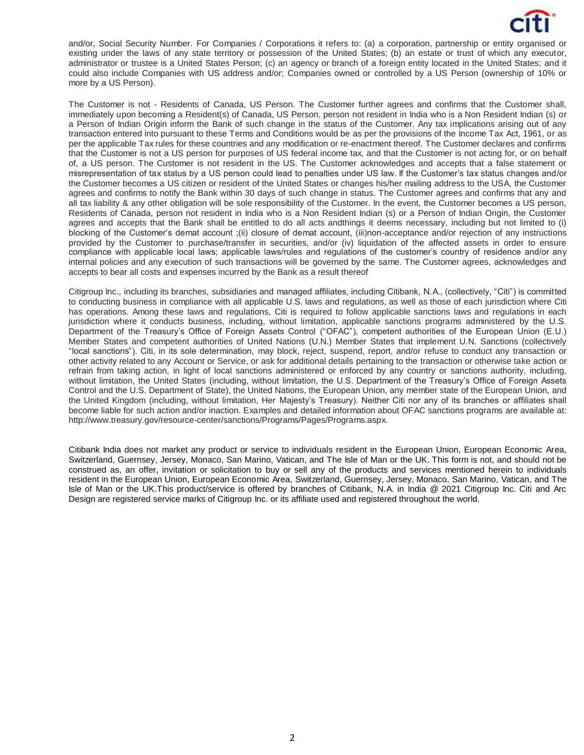and/or, Social Security Number. For Companies / Corporations it refers to: (a) a corporation, partnership or entity organised or existing under the laws of any state territory or possession of the United States; (b) an estate or trust of which any executor, administrator or trustee is a United States Person; (c) an agency or branch of a foreign entity located in the United States; and it could also include Companies with US address and/or; Companies owned or controlled by a US Person (ownership of 10% or more by a US Person).

The Customer is not - Residents of Canada, US Person. The Customer further agrees and confirms that the Customer shall, immediately upon becoming a Resident(s) of Canada, US Person, person not resident in India who is a Non Resident Indian (s) or a Person of Indian Origin inform the Bank of such change in the status of the Customer. Any tax implications arising out of any transaction entered into pursuant to these Terms and Conditions would be as per the provisions of the Income Tax Act, 1961, or as per the applicable Tax rules for these countries and any modification or re-enactment thereof. The Customer declares and confirms that the Customer is not a US person for purposes of US federal income tax, and that the Customer is not acting for, or on behalf of, a US person. The Customer is not resident in the US. The Customer acknowledges and accepts that a false statement or misrepresentation of tax status by a US person could lead to penalties under US law. If the Customer's tax status changes and/or the Customer becomes a US citizen or resident of the United States or changes his/her mailing address to the USA, the Customer agrees and confirms to notify the Bank within 30 days of such change in status. The Customer agrees and confirms that any and all tax liability & any other obligation will be sole responsibility of the Customer. In the event, the Customer becomes a US person, Residents of Canada, person not resident in India who is a Non Resident Indian (s) or a Person of Indian Origin, the Customer agrees and accepts that the Bank shall be entitled to do all acts andthings it deems necessary, including but not limited to (i) blocking of the Customer's demat account ;(ii) closure of demat account, (iii)non-acceptance and/or rejection of any instructions provided by the Customer to purchase/transfer in securities, and/or (iv) liquidation of the affected assets in order to ensure compliance with applicable local laws; applicable laws/rules and regulations of the customer's country of residence and/or any internal policies and any execution of such transactions will be governed by the same. The Customer agrees, acknowledges and accepts to bear all costs and expenses incurred by the Bank as a result thereof

Citigroup Inc., including its branches, subsidiaries and managed affiliates, including Citibank, N.A., (collectively, "Citi") is committed to conducting business in compliance with all applicable U.S. laws and regulations, as well as those of each jurisdiction where Citi has operations. Among these laws and regulations, Citi is required to follow applicable sanctions laws and regulations in each jurisdiction where it conducts business, including, without limitation, applicable sanctions programs administered by the U.S. Department of the Treasury's Office of Foreign Assets Control ("OFAC"), competent authorities of the European Union (E.U.) Member States and competent authorities of United Nations (U.N.) Member States that implement U.N. Sanctions (collectively "local sanctions"). Citi, in its sole determination, may block, reject, suspend, report, and/or refuse to conduct any transaction or other activity related to any Account or Service, or ask for additional details pertaining to the transaction or otherwise take action or refrain from taking action, in light of local sanctions administered or enforced by any country or sanctions authority, including, without limitation, the United States (including, without limitation, the U.S. Department of the Treasury's Office of Foreign Assets Control and the U.S. Department of State), the United Nations, the European Union, any member state of the European Union, and the United Kingdom (including, without limitation, Her Majesty's Treasury). Neither Citi nor any of its branches or affiliates shall become liable for such action and/or inaction. Examples and detailed information about OFAC sanctions programs are available at: http://www.treasury.gov/resource-center/sanctions/Programs/Pages/Programs.aspx.

Citibank India does not market any product or service to individuals resident in the European Union, European Economic Area, Switzerland, Guernsey, Jersey, Monaco, San Marino, Vatican, and The Isle of Man or the UK. This form is not, and should not be construed as, an offer, invitation or solicitation to buy or sell any of the products and services mentioned herein to individuals resident in the European Union, European Economic Area, Switzerland, Guernsey, Jersey, Monaco, San Marino, Vatican, and The Isle of Man or the UK.This product/service is offered by branches of Citibank, N.A. in India @ 2021 Citigroup Inc. Citi and Arc Design are registered service marks of Citigroup Inc. or its affiliate used and registered throughout the world.